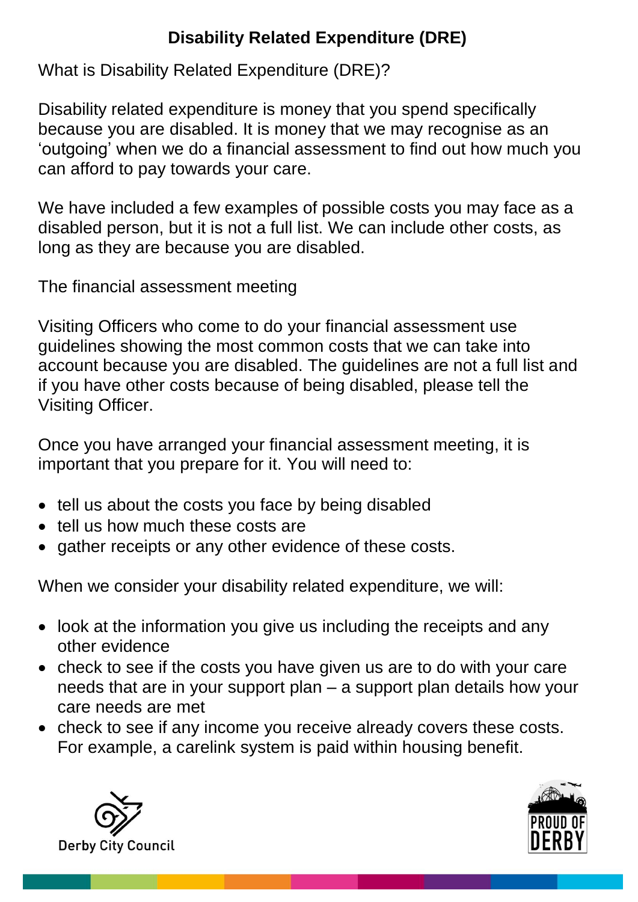# Disability Related Expenditure (DRE)

What is Disability Related Expenditure (DRE)?

Disability related expenditure is money that you spend specifically because you are disabled. It is money that we may recognise as an 'outgoing' when we do a financial assessment to find out how much you can afford to pay towards your care.

We have included a few examples of possible costs you may face as a disabled person, but it is not a full list. We can include other costs, as long as they are because you are disabled.

The financial assessment meeting

Visiting Officers who come to do your financial assessment use guidelines showing the most common costs that we can take into account because you are disabled. The guidelines are not a full list and if you have other costs because of being disabled, please tell the Visiting Officer.

Once you have arranged your financial assessment meeting, it is important that you prepare for it. You will need to:

- tell us about the costs you face by being disabled
- tell us how much these costs are
- gather receipts or any other evidence of these costs.

When we consider your disability related expenditure, we will:

- look at the information you give us including the receipts and any other evidence
- check to see if the costs you have given us are to do with your care needs that are in your support plan – a support plan details how your care needs are met
- check to see if any income you receive already covers these costs. For example, a carelink system is paid within housing benefit.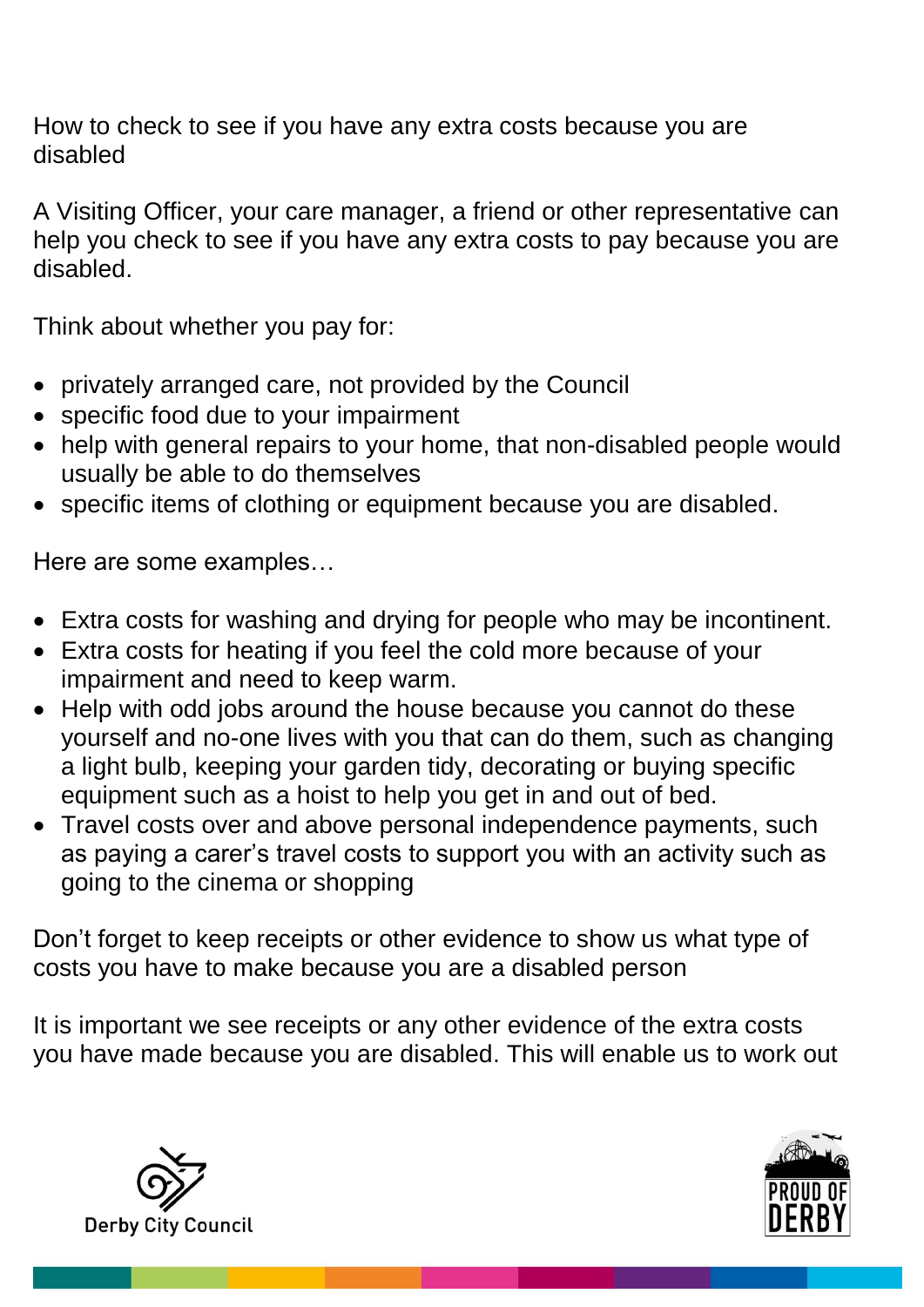## How to check to see if you have any extra costs because you are disabled

A Visiting Officer, your care manager, a friend or other representative can help you check to see if you have any extra costs to pay because you are disabled.

Think about whether you pay for:

- privately arranged care, not provided by the Council
- specific food due to your impairment
- help with general repairs to your home, that non-disabled people would usually be able to do themselves
- specific items of clothing or equipment because you are disabled.

Here are some examples…

- Extra costs for washing and drying for people who may be incontinent.
- Extra costs for heating if you feel the cold more because of your impairment and need to keep warm.
- Help with odd jobs around the house because you cannot do these yourself and no-one lives with you that can do them, such as changing a light bulb, keeping your garden tidy, decorating or buying specific equipment such as a hoist to help you get in and out of bed.
- Travel costs over and above personal independence payments, such as paying a carer's travel costs to support you with an activity such as going to the cinema or shopping

Don't forget to keep receipts or other evidence to show us what type of costs you have to make because you are a disabled person

It is important we see receipts or any other evidence of the extra costs you have made because you are disabled. This will enable us to work out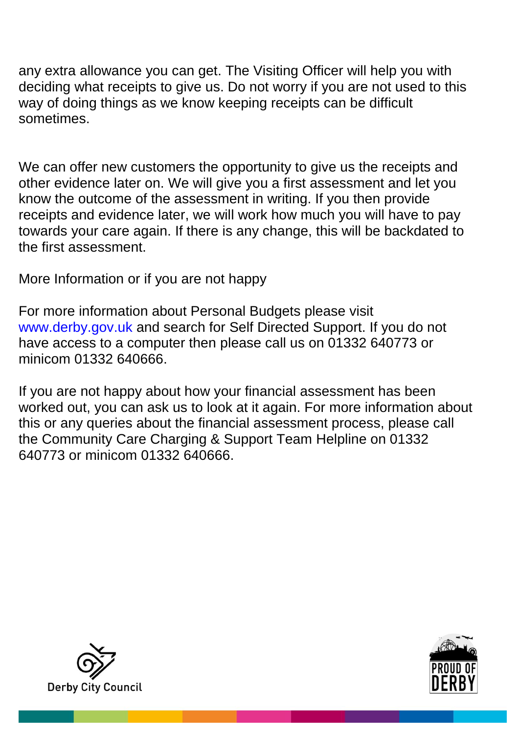any extra allowance you can get. The Visiting Officer will help you with deciding what receipts to give us. Do not worry if you are not used to this way of doing things as we know keeping receipts can be difficult sometimes.

We can offer new customers the opportunity to give us the receipts and other evidence later on. We will give you a first assessment and let you know the outcome of the assessment in writing. If you then provide receipts and evidence later, we will work how much you will have to pay towards your care again. If there is any change, this will be backdated to the first assessment.

## More Information or if you are not happy

For more information about Personal Budgets please visit www.derby.gov.uk and search for Self Directed Support. If you do not have access to a computer then please call us on 01332 640773 or minicom 01332 640666.

If you are not happy about how your financial assessment has been worked out, you can ask us to look at it again. For more information about this or any queries about the financial assessment process, please call the Community Care Charging & Support Team Helpline on 01332 640773 or minicom 01332 640666.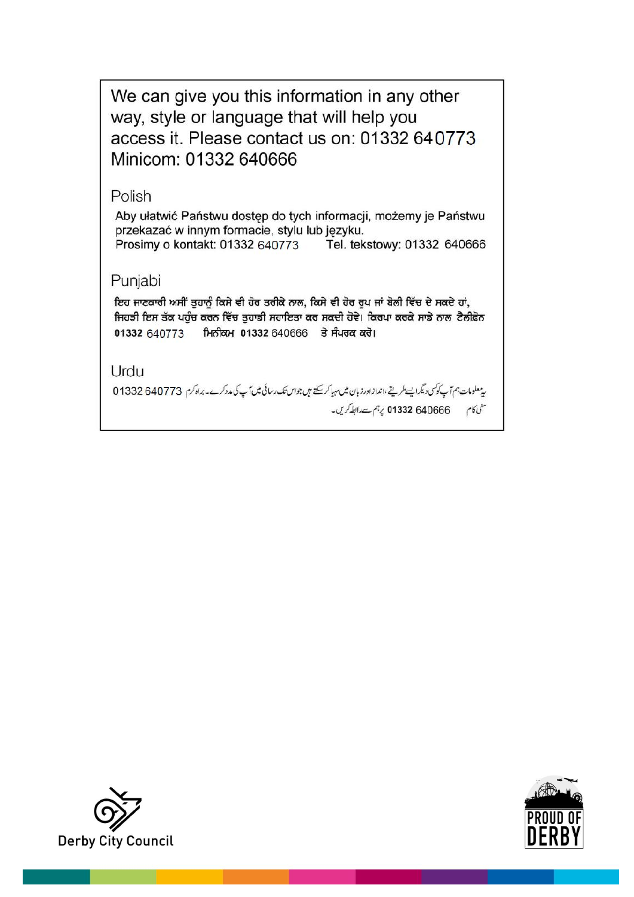We can give you this information in any other way, style or language that will help you access it. Please contact us on: 01332 640773 Minicom: 01332 640666

Polish

Aby ułatwić Państwu dostęp do tych informacji, możemy je Państwu przekazać w innym formacie, stylu lub języku.
Prosimy o kontakt: 01332 640773     Tel. tekstowy: 01332 640666

Punjabi

ਇਹ ਜਾਣਕਾਰੀ ਅਸੀਂ ਤੁਹਾਨੂੰ ਕਿਸੇ ਵੀ ਹੋਰ ਤਰੀਕੇ ਨਾਲ, ਕਿਸੇ ਵੀ ਹੋਰ ਰੂਪ ਜਾਂ ਬੋਲੀ ਵਿੱਚ ਦੇ ਸਕਦੇ ਹਾਂ, ਜਿਹੜੀ ਇਸ ਤੱਕ ਪਹੁੰਚ ਕਰਨ ਵਿੱਚ ਤੁਹਾਡੀ ਸਹਾਇਤਾ ਕਰ ਸਕਦੀ ਹੋਵੇ। ਕਿਰਪਾ ਕਰਕੇ ਸਾਡੇ ਨਾਲ ਟੈਲੀਫ਼ੋਨ 01332 640773     ਮਿਨੀਕਮ 01332 640666 ਤੇ ਸੰਪਰਕ ਕਰੋ।

Urdu

یہ معلومات ہم آپ کو کسی دیگر ایسے طریقے، انداز اور زبان میں مہیا کر سکتے ہیں جو اس تک رسائی میں آپ کی مدد کرے۔ براہ کرم 01332 640773
منی کام 01332 640666 پر ہم سے رابطہ کریں۔

Derby City Council

PROUD OF DERBY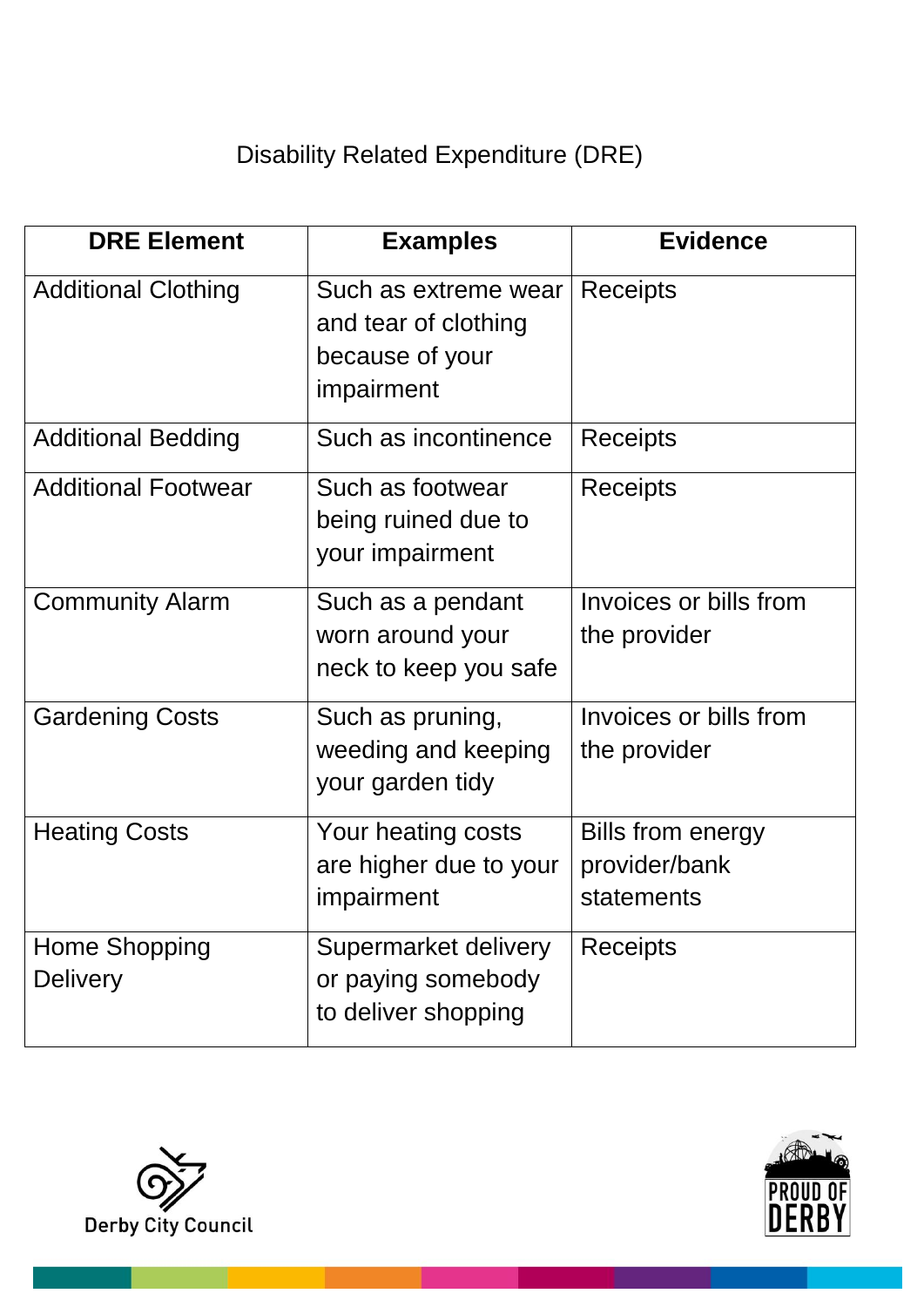Disability Related Expenditure (DRE)

| DRE Element | Examples | Evidence |
| --- | --- | --- |
| Additional Clothing | Such as extreme wear and tear of clothing because of your impairment | Receipts |
| Additional Bedding | Such as incontinence | Receipts |
| Additional Footwear | Such as footwear being ruined due to your impairment | Receipts |
| Community Alarm | Such as a pendant worn around your neck to keep you safe | Invoices or bills from the provider |
| Gardening Costs | Such as pruning, weeding and keeping your garden tidy | Invoices or bills from the provider |
| Heating Costs | Your heating costs are higher due to your impairment | Bills from energy provider/bank statements |
| Home Shopping Delivery | Supermarket delivery or paying somebody to deliver shopping | Receipts |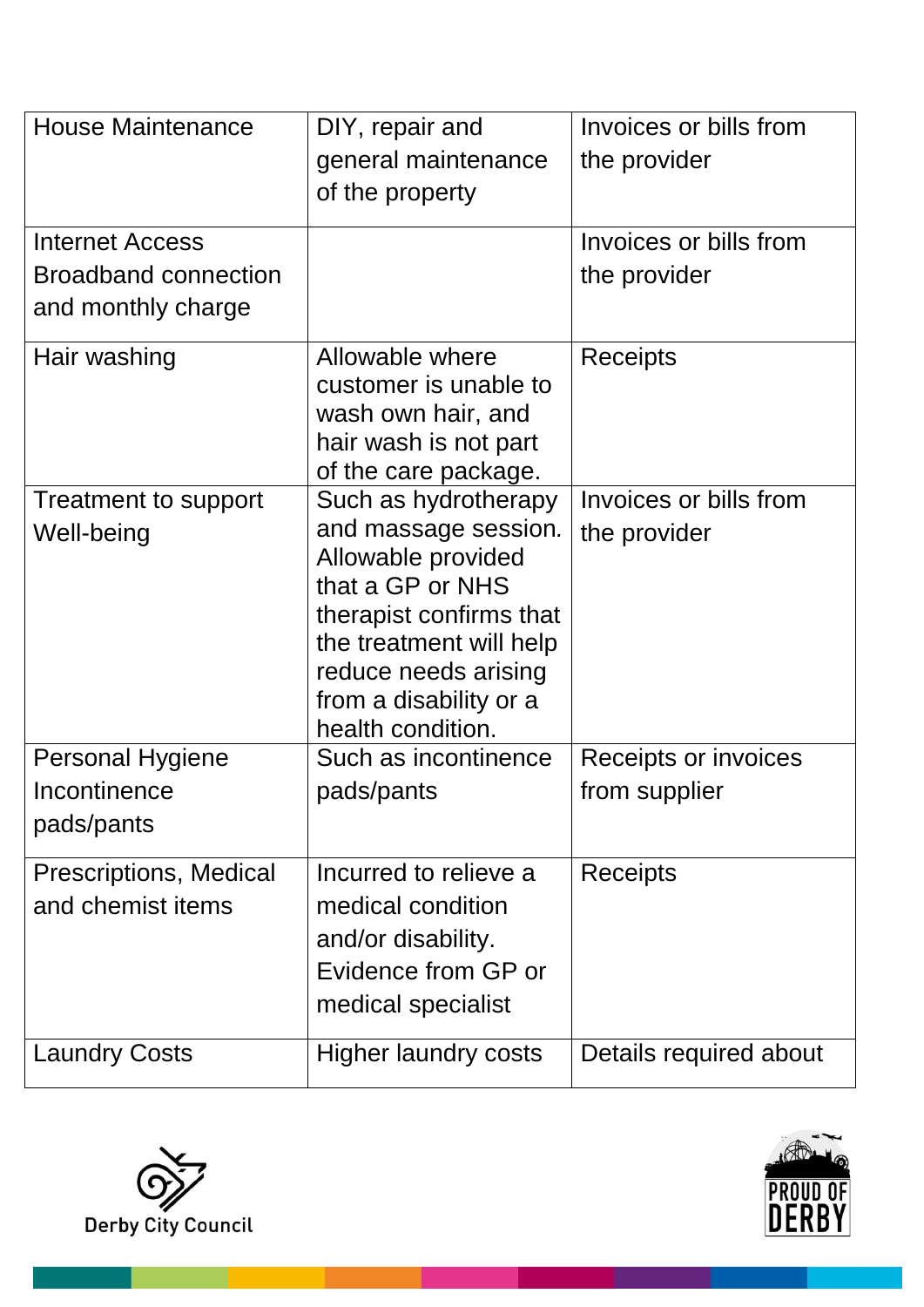| House Maintenance | DIY, repair and general maintenance of the property | Invoices or bills from the provider |
|---|---|---|
| Internet Access Broadband connection and monthly charge | | Invoices or bills from the provider |
| Hair washing | Allowable where customer is unable to wash own hair, and hair wash is not part of the care package. | Receipts |
| Treatment to support Well-being | Such as hydrotherapy and massage session. Allowable provided that a GP or NHS therapist confirms that the treatment will help reduce needs arising from a disability or a health condition. | Invoices or bills from the provider |
| Personal Hygiene Incontinence pads/pants | Such as incontinence pads/pants | Receipts or invoices from supplier |
| Prescriptions, Medical and chemist items | Incurred to relieve a medical condition and/or disability. Evidence from GP or medical specialist | Receipts |
| Laundry Costs | Higher laundry costs | Details required about |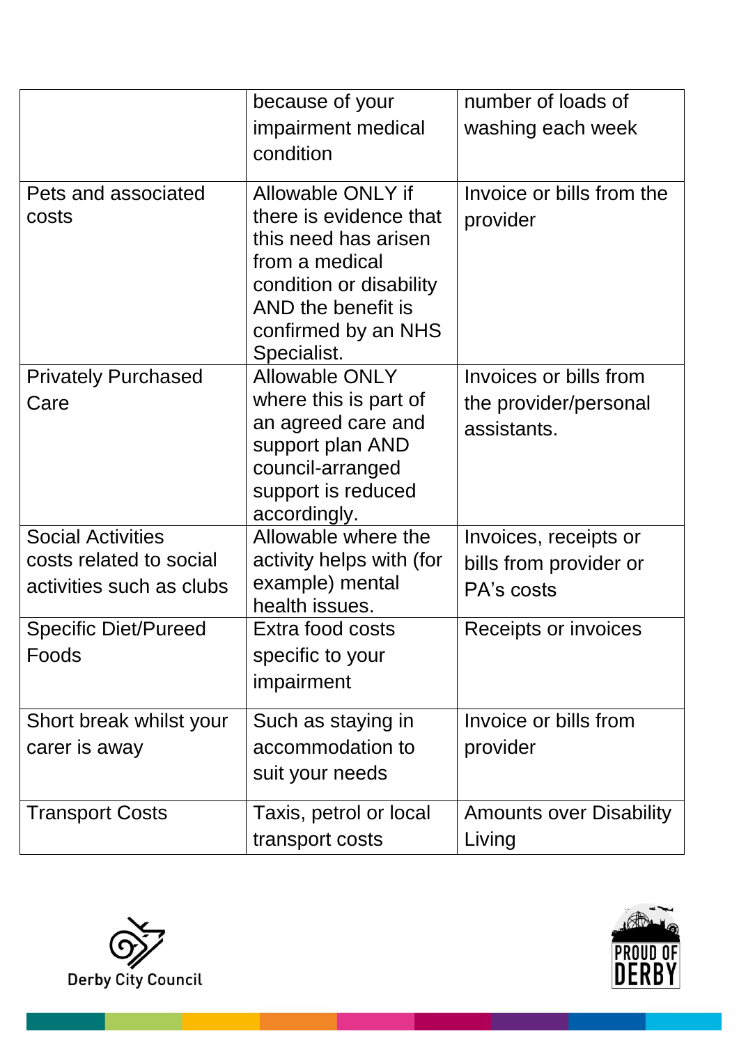| | | |
|---|---|---|
| | because of your impairment medical condition | number of loads of washing each week |
| Pets and associated costs | Allowable ONLY if there is evidence that this need has arisen from a medical condition or disability AND the benefit is confirmed by an NHS Specialist. | Invoice or bills from the provider |
| Privately Purchased Care | Allowable ONLY where this is part of an agreed care and support plan AND council-arranged support is reduced accordingly. | Invoices or bills from the provider/personal assistants. |
| Social Activities costs related to social activities such as clubs | Allowable where the activity helps with (for example) mental health issues. | Invoices, receipts or bills from provider or PA's costs |
| Specific Diet/Pureed Foods | Extra food costs specific to your impairment | Receipts or invoices |
| Short break whilst your carer is away | Such as staying in accommodation to suit your needs | Invoice or bills from provider |
| Transport Costs | Taxis, petrol or local transport costs | Amounts over Disability Living |

Derby City Council

PROUD OF DERBY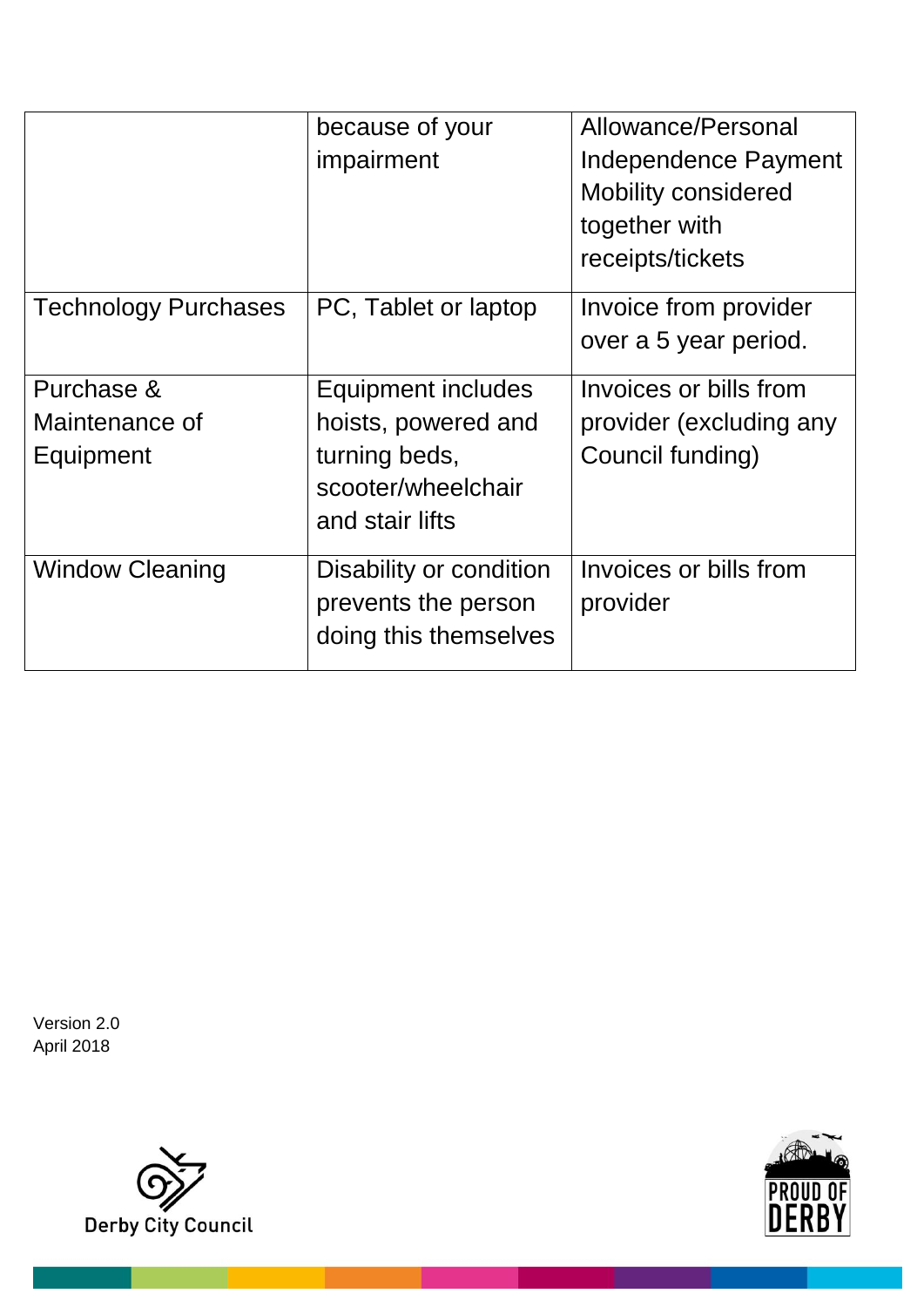| | | |
|---|---|---|
| | because of your impairment | Allowance/Personal Independence Payment Mobility considered together with receipts/tickets |
| Technology Purchases | PC, Tablet or laptop | Invoice from provider over a 5 year period. |
| Purchase & Maintenance of Equipment | Equipment includes hoists, powered and turning beds, scooter/wheelchair and stair lifts | Invoices or bills from provider (excluding any Council funding) |
| Window Cleaning | Disability or condition prevents the person doing this themselves | Invoices or bills from provider |

Version 2.0
April 2018

Derby City Council

PROUD OF DERBY